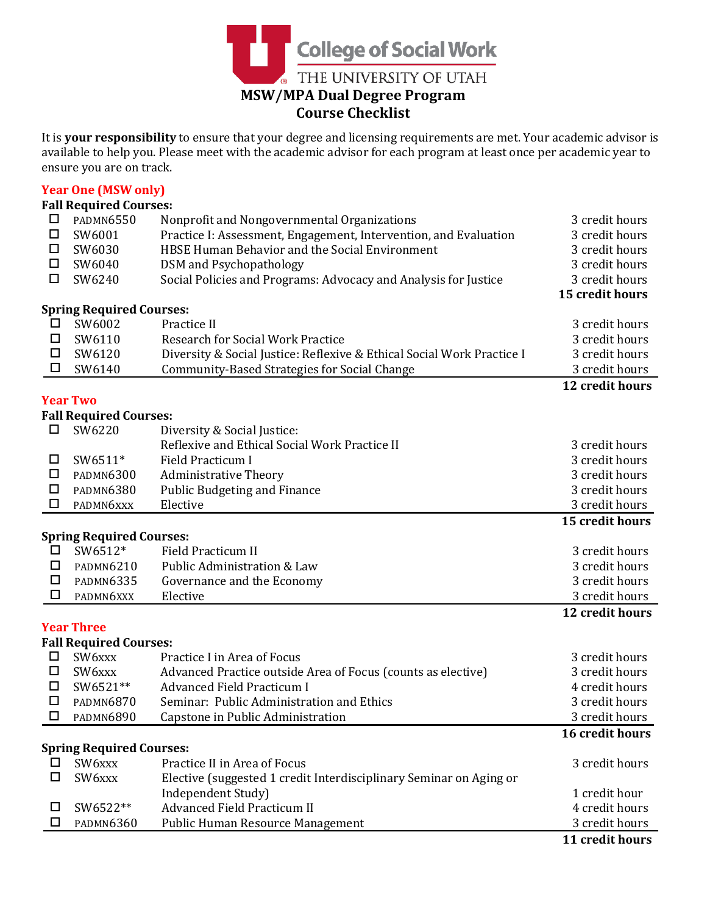College of Social Work
THE UNIVERSITY OF UTAH

# MSW/MPA Dual Degree Program
# Course Checklist

It is **your responsibility** to ensure that your degree and licensing requirements are met. Your academic advisor is available to help you. Please meet with the academic advisor for each program at least once per academic year to ensure you are on track.

## Year One (MSW only)

### Fall Required Courses:

| | Course | Title | Credits |
|---|---|---|---|
| ☐ | PADMN6550 | Nonprofit and Nongovernmental Organizations | 3 credit hours |
| ☐ | SW6001 | Practice I: Assessment, Engagement, Intervention, and Evaluation | 3 credit hours |
| ☐ | SW6030 | HBSE Human Behavior and the Social Environment | 3 credit hours |
| ☐ | SW6040 | DSM and Psychopathology | 3 credit hours |
| ☐ | SW6240 | Social Policies and Programs: Advocacy and Analysis for Justice | 3 credit hours |
| | | | **15 credit hours** |

### Spring Required Courses:

| | Course | Title | Credits |
|---|---|---|---|
| ☐ | SW6002 | Practice II | 3 credit hours |
| ☐ | SW6110 | Research for Social Work Practice | 3 credit hours |
| ☐ | SW6120 | Diversity & Social Justice: Reflexive & Ethical Social Work Practice I | 3 credit hours |
| ☐ | SW6140 | Community-Based Strategies for Social Change | 3 credit hours |
| | | | **12 credit hours** |

## Year Two

### Fall Required Courses:

| | Course | Title | Credits |
|---|---|---|---|
| ☐ | SW6220 | Diversity & Social Justice: Reflexive and Ethical Social Work Practice II | 3 credit hours |
| ☐ | SW6511* | Field Practicum I | 3 credit hours |
| ☐ | PADMN6300 | Administrative Theory | 3 credit hours |
| ☐ | PADMN6380 | Public Budgeting and Finance | 3 credit hours |
| ☐ | PADMN6xxx | Elective | 3 credit hours |
| | | | **15 credit hours** |

### Spring Required Courses:

| | Course | Title | Credits |
|---|---|---|---|
| ☐ | SW6512* | Field Practicum II | 3 credit hours |
| ☐ | PADMN6210 | Public Administration & Law | 3 credit hours |
| ☐ | PADMN6335 | Governance and the Economy | 3 credit hours |
| ☐ | PADMN6XXX | Elective | 3 credit hours |
| | | | **12 credit hours** |

## Year Three

### Fall Required Courses:

| | Course | Title | Credits |
|---|---|---|---|
| ☐ | SW6xxx | Practice I in Area of Focus | 3 credit hours |
| ☐ | SW6xxx | Advanced Practice outside Area of Focus (counts as elective) | 3 credit hours |
| ☐ | SW6521** | Advanced Field Practicum I | 4 credit hours |
| ☐ | PADMN6870 | Seminar: Public Administration and Ethics | 3 credit hours |
| ☐ | PADMN6890 | Capstone in Public Administration | 3 credit hours |
| | | | **16 credit hours** |

### Spring Required Courses:

| | Course | Title | Credits |
|---|---|---|---|
| ☐ | SW6xxx | Practice II in Area of Focus | 3 credit hours |
| ☐ | SW6xxx | Elective (suggested 1 credit Interdisciplinary Seminar on Aging or Independent Study) | 1 credit hour |
| ☐ | SW6522** | Advanced Field Practicum II | 4 credit hours |
| ☐ | PADMN6360 | Public Human Resource Management | 3 credit hours |
| | | | **11 credit hours** |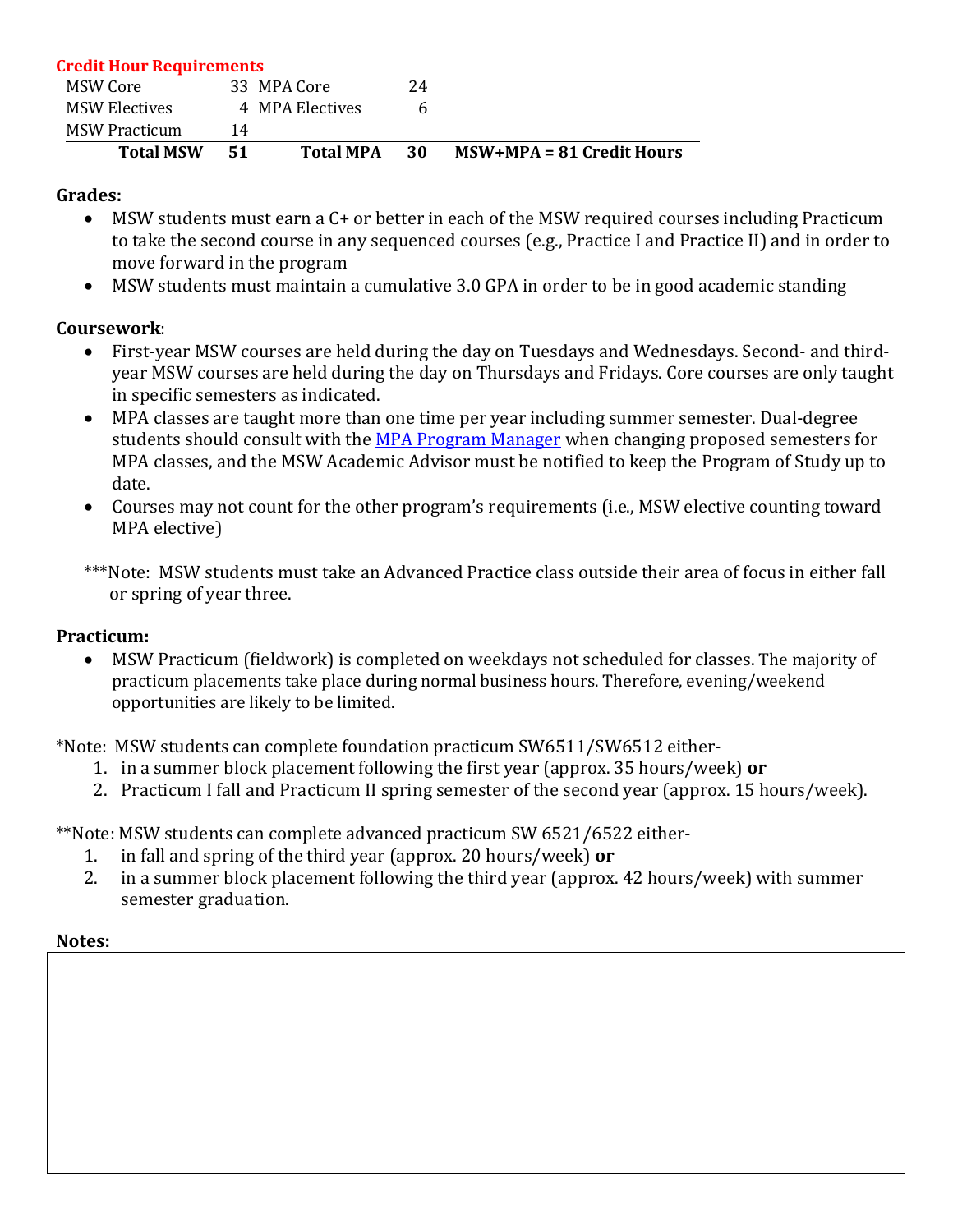**Credit Hour Requirements**

| | | | | |
|---|---|---|---|---|
| MSW Core | 33 | MPA Core | 24 | |
| MSW Electives | 4 | MPA Electives | 6 | |
| MSW Practicum | 14 | | | |
| **Total MSW** | **51** | **Total MPA** | **30** | **MSW+MPA = 81 Credit Hours** |

**Grades:**

- MSW students must earn a C+ or better in each of the MSW required courses including Practicum to take the second course in any sequenced courses (e.g., Practice I and Practice II) and in order to move forward in the program
- MSW students must maintain a cumulative 3.0 GPA in order to be in good academic standing

**Coursework**:

- First-year MSW courses are held during the day on Tuesdays and Wednesdays. Second- and third-year MSW courses are held during the day on Thursdays and Fridays. Core courses are only taught in specific semesters as indicated.
- MPA classes are taught more than one time per year including summer semester. Dual-degree students should consult with the MPA Program Manager when changing proposed semesters for MPA classes, and the MSW Academic Advisor must be notified to keep the Program of Study up to date.
- Courses may not count for the other program's requirements (i.e., MSW elective counting toward MPA elective)

***Note: MSW students must take an Advanced Practice class outside their area of focus in either fall or spring of year three.

**Practicum:**

- MSW Practicum (fieldwork) is completed on weekdays not scheduled for classes. The majority of practicum placements take place during normal business hours. Therefore, evening/weekend opportunities are likely to be limited.

*Note: MSW students can complete foundation practicum SW6511/SW6512 either-

1. in a summer block placement following the first year (approx. 35 hours/week) **or**
2. Practicum I fall and Practicum II spring semester of the second year (approx. 15 hours/week).

**Note: MSW students can complete advanced practicum SW 6521/6522 either-

1. in fall and spring of the third year (approx. 20 hours/week) **or**
2. in a summer block placement following the third year (approx. 42 hours/week) with summer semester graduation.

**Notes:**